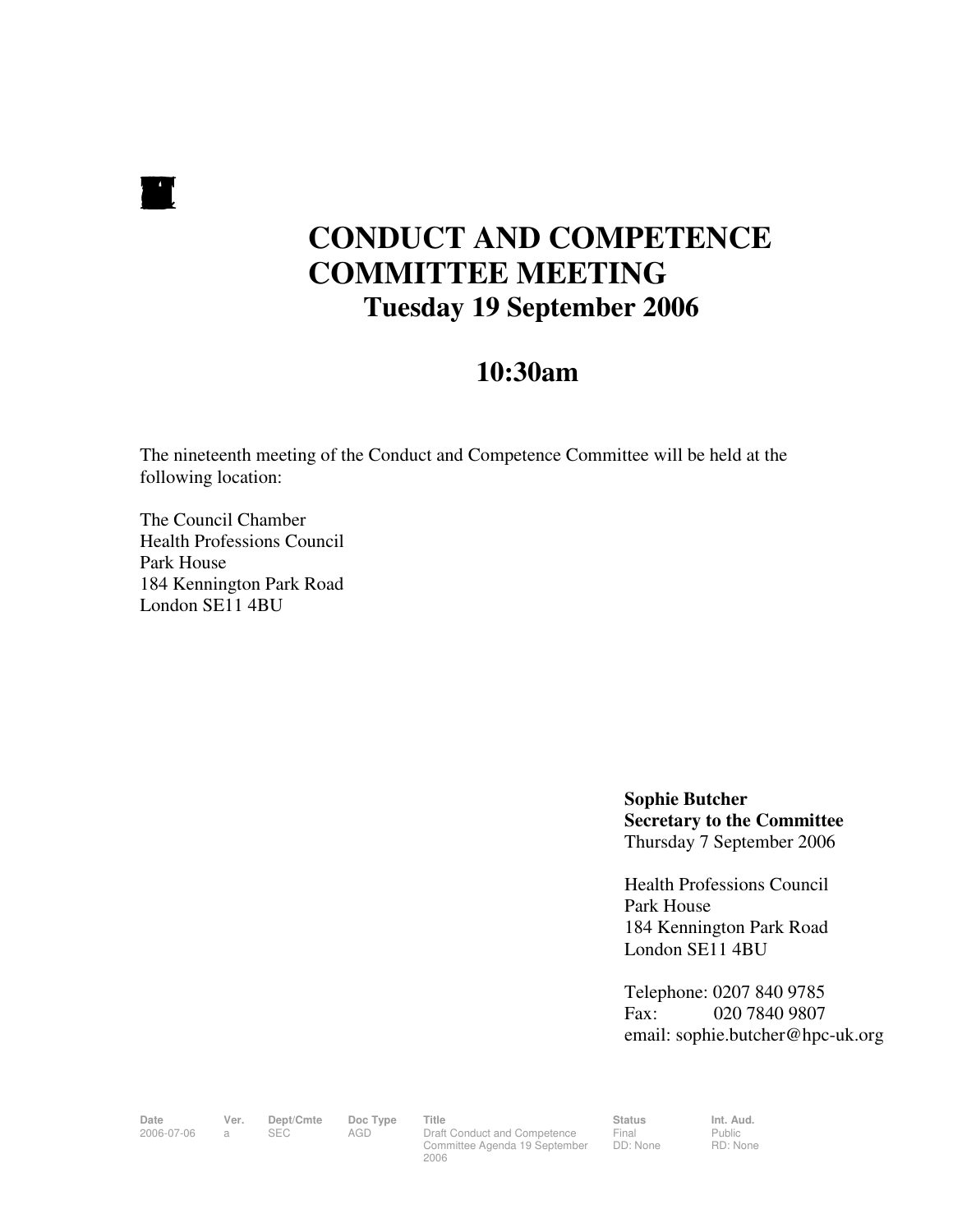# CONDUCT AND COMPETENCE COMMITTEE MEETING

## Tuesday 19 September 2006

## 10:30am

The nineteenth meeting of the Conduct and Competence Committee will be held at the following location:

The Council Chamber
Health Professions Council
Park House
184 Kennington Park Road
London SE11 4BU

**Sophie Butcher**
**Secretary to the Committee**
Thursday 7 September 2006

Health Professions Council
Park House
184 Kennington Park Road
London SE11 4BU

Telephone: 0207 840 9785
Fax: 020 7840 9807
email: sophie.butcher@hpc-uk.org

| Date | Ver. | Dept/Cmte | Doc Type | Title | Status | Int. Aud. |
|---|---|---|---|---|---|---|
| 2006-07-06 | a | SEC | AGD | Draft Conduct and Competence Committee Agenda 19 September 2006 | Final DD: None | Public RD: None |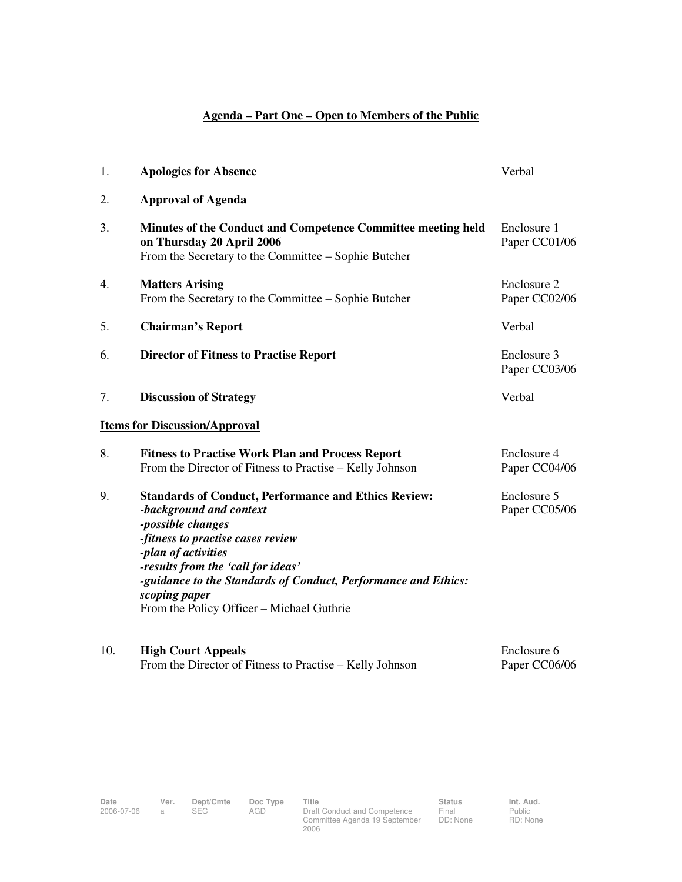## Agenda – Part One – Open to Members of the Public

| | | |
|---|---|---|
| 1. | **Apologies for Absence** | Verbal |
| 2. | **Approval of Agenda** | |
| 3. | **Minutes of the Conduct and Competence Committee meeting held on Thursday 20 April 2006**<br>From the Secretary to the Committee – Sophie Butcher | Enclosure 1<br>Paper CC01/06 |
| 4. | **Matters Arising**<br>From the Secretary to the Committee – Sophie Butcher | Enclosure 2<br>Paper CC02/06 |
| 5. | **Chairman's Report** | Verbal |
| 6. | **Director of Fitness to Practise Report** | Enclosure 3<br>Paper CC03/06 |
| 7. | **Discussion of Strategy** | Verbal |

**Items for Discussion/Approval**

| | | |
|---|---|---|
| 8. | **Fitness to Practise Work Plan and Process Report**<br>From the Director of Fitness to Practise – Kelly Johnson | Enclosure 4<br>Paper CC04/06 |
| 9. | **Standards of Conduct, Performance and Ethics Review:**<br>*-background and context*<br>***-possible changes***<br>***-fitness to practise cases review***<br>***-plan of activities***<br>***-results from the 'call for ideas'***<br>***-guidance to the Standards of Conduct, Performance and Ethics: scoping paper***<br>From the Policy Officer – Michael Guthrie | Enclosure 5<br>Paper CC05/06 |
| 10. | **High Court Appeals**<br>From the Director of Fitness to Practise – Kelly Johnson | Enclosure 6<br>Paper CC06/06 |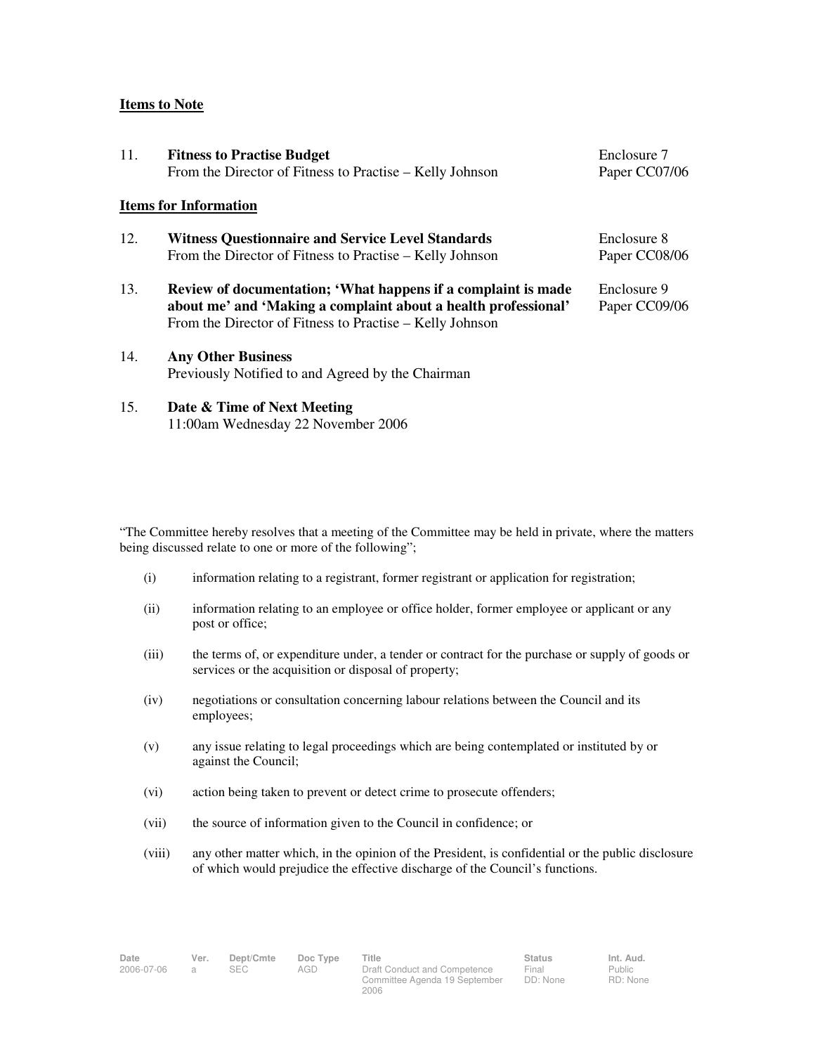**Items to Note**

| | | |
|---|---|---|
| 11. | **Fitness to Practise Budget**<br>From the Director of Fitness to Practise – Kelly Johnson | Enclosure 7<br>Paper CC07/06 |

**Items for Information**

| | | |
|---|---|---|
| 12. | **Witness Questionnaire and Service Level Standards**<br>From the Director of Fitness to Practise – Kelly Johnson | Enclosure 8<br>Paper CC08/06 |
| 13. | **Review of documentation; 'What happens if a complaint is made about me' and 'Making a complaint about a health professional'**<br>From the Director of Fitness to Practise – Kelly Johnson | Enclosure 9<br>Paper CC09/06 |
| 14. | **Any Other Business**<br>Previously Notified to and Agreed by the Chairman | |
| 15. | **Date & Time of Next Meeting**<br>11:00am Wednesday 22 November 2006 | |

"The Committee hereby resolves that a meeting of the Committee may be held in private, where the matters being discussed relate to one or more of the following";

(i) information relating to a registrant, former registrant or application for registration;

(ii) information relating to an employee or office holder, former employee or applicant or any post or office;

(iii) the terms of, or expenditure under, a tender or contract for the purchase or supply of goods or services or the acquisition or disposal of property;

(iv) negotiations or consultation concerning labour relations between the Council and its employees;

(v) any issue relating to legal proceedings which are being contemplated or instituted by or against the Council;

(vi) action being taken to prevent or detect crime to prosecute offenders;

(vii) the source of information given to the Council in confidence; or

(viii) any other matter which, in the opinion of the President, is confidential or the public disclosure of which would prejudice the effective discharge of the Council's functions.